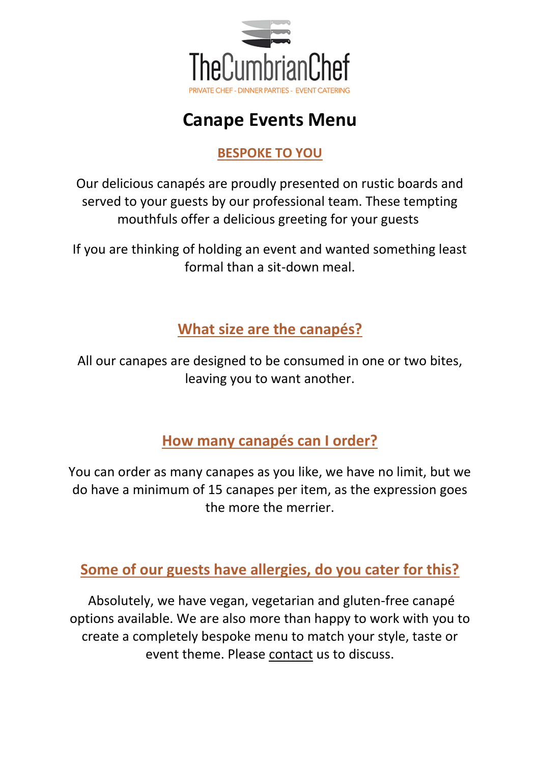TheCumbrianChef

PRIVATE CHEF - DINNER PARTIES - EVENT CATERING

# Canape Events Menu

## BESPOKE TO YOU

Our delicious canapés are proudly presented on rustic boards and served to your guests by our professional team. These tempting mouthfuls offer a delicious greeting for your guests

If you are thinking of holding an event and wanted something least formal than a sit-down meal.

## What size are the canapés?

All our canapes are designed to be consumed in one or two bites, leaving you to want another.

## How many canapés can I order?

You can order as many canapes as you like, we have no limit, but we do have a minimum of 15 canapes per item, as the expression goes the more the merrier.

## Some of our guests have allergies, do you cater for this?

Absolutely, we have vegan, vegetarian and gluten-free canapé options available. We are also more than happy to work with you to create a completely bespoke menu to match your style, taste or event theme. Please contact us to discuss.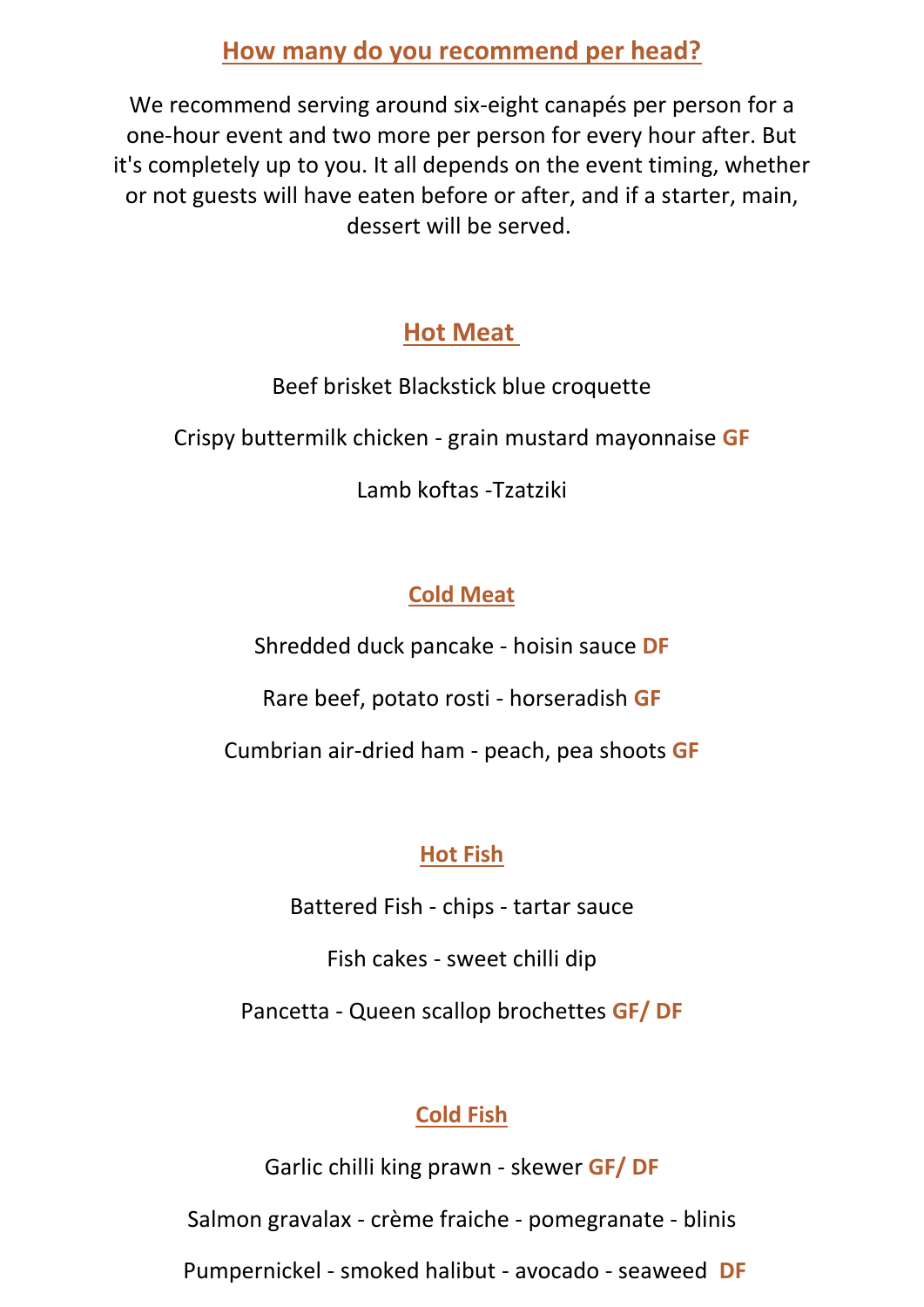## How many do you recommend per head?

We recommend serving around six-eight canapés per person for a one-hour event and two more per person for every hour after. But it's completely up to you. It all depends on the event timing, whether or not guests will have eaten before or after, and if a starter, main, dessert will be served.

## Hot Meat

Beef brisket Blackstick blue croquette

Crispy buttermilk chicken - grain mustard mayonnaise **GF**

Lamb koftas -Tzatziki

## Cold Meat

Shredded duck pancake - hoisin sauce **DF**

Rare beef, potato rosti - horseradish **GF**

Cumbrian air-dried ham - peach, pea shoots **GF**

## Hot Fish

Battered Fish - chips - tartar sauce

Fish cakes - sweet chilli dip

Pancetta - Queen scallop brochettes **GF/ DF**

## Cold Fish

Garlic chilli king prawn - skewer **GF/ DF**

Salmon gravalax - crème fraiche - pomegranate - blinis

Pumpernickel - smoked halibut - avocado - seaweed **DF**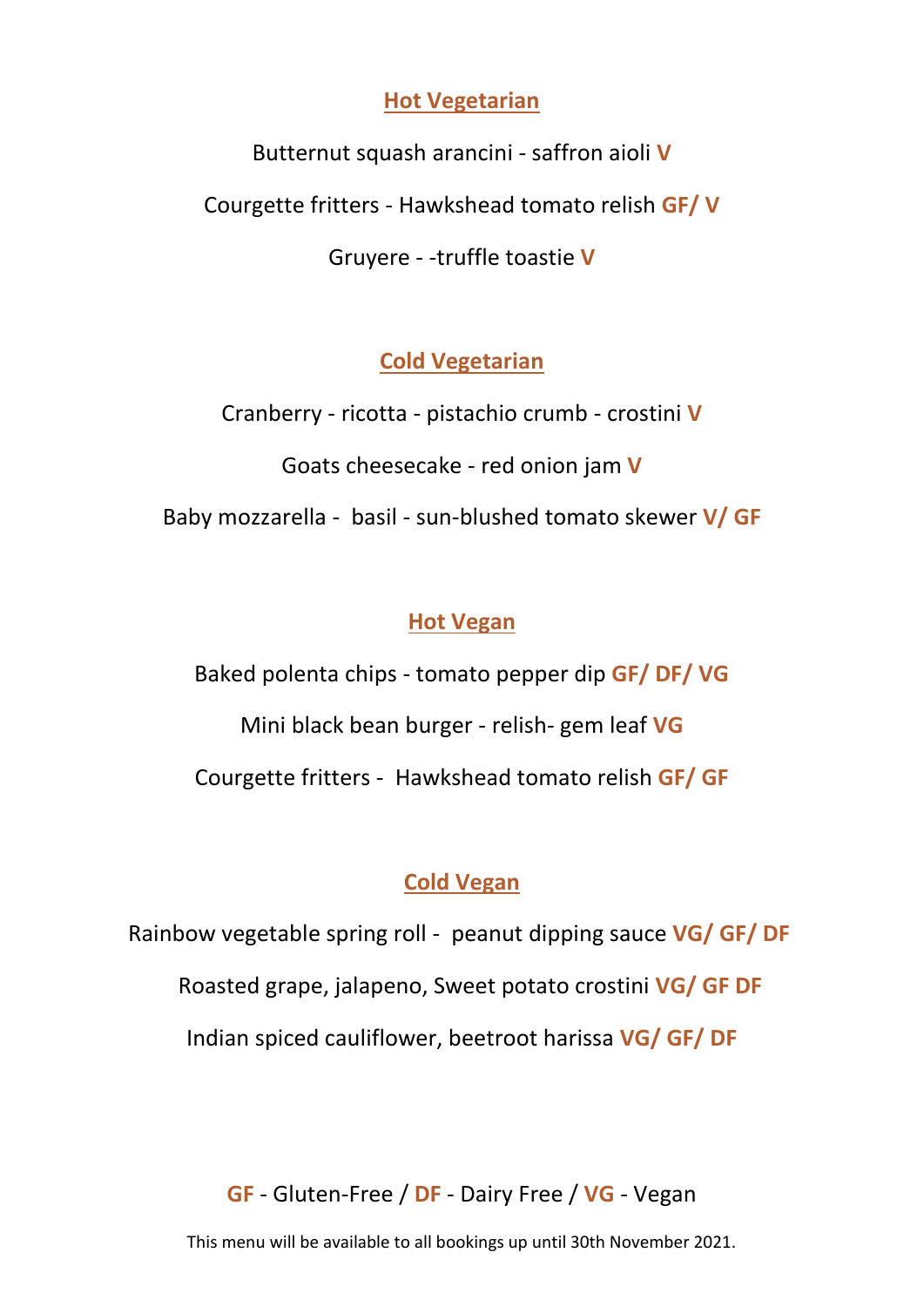## Hot Vegetarian

Butternut squash arancini - saffron aioli **V**

Courgette fritters - Hawkshead tomato relish **GF/ V**

Gruyere - -truffle toastie **V**

## Cold Vegetarian

Cranberry - ricotta - pistachio crumb - crostini **V**

Goats cheesecake - red onion jam **V**

Baby mozzarella - basil - sun-blushed tomato skewer **V/ GF**

## Hot Vegan

Baked polenta chips - tomato pepper dip **GF/ DF/ VG**

Mini black bean burger - relish- gem leaf **VG**

Courgette fritters - Hawkshead tomato relish **GF/ GF**

## Cold Vegan

Rainbow vegetable spring roll - peanut dipping sauce **VG/ GF/ DF**

Roasted grape, jalapeno, Sweet potato crostini **VG/ GF DF**

Indian spiced cauliflower, beetroot harissa **VG/ GF/ DF**

**GF** - Gluten-Free / **DF** - Dairy Free / **VG** - Vegan

This menu will be available to all bookings up until 30th November 2021.